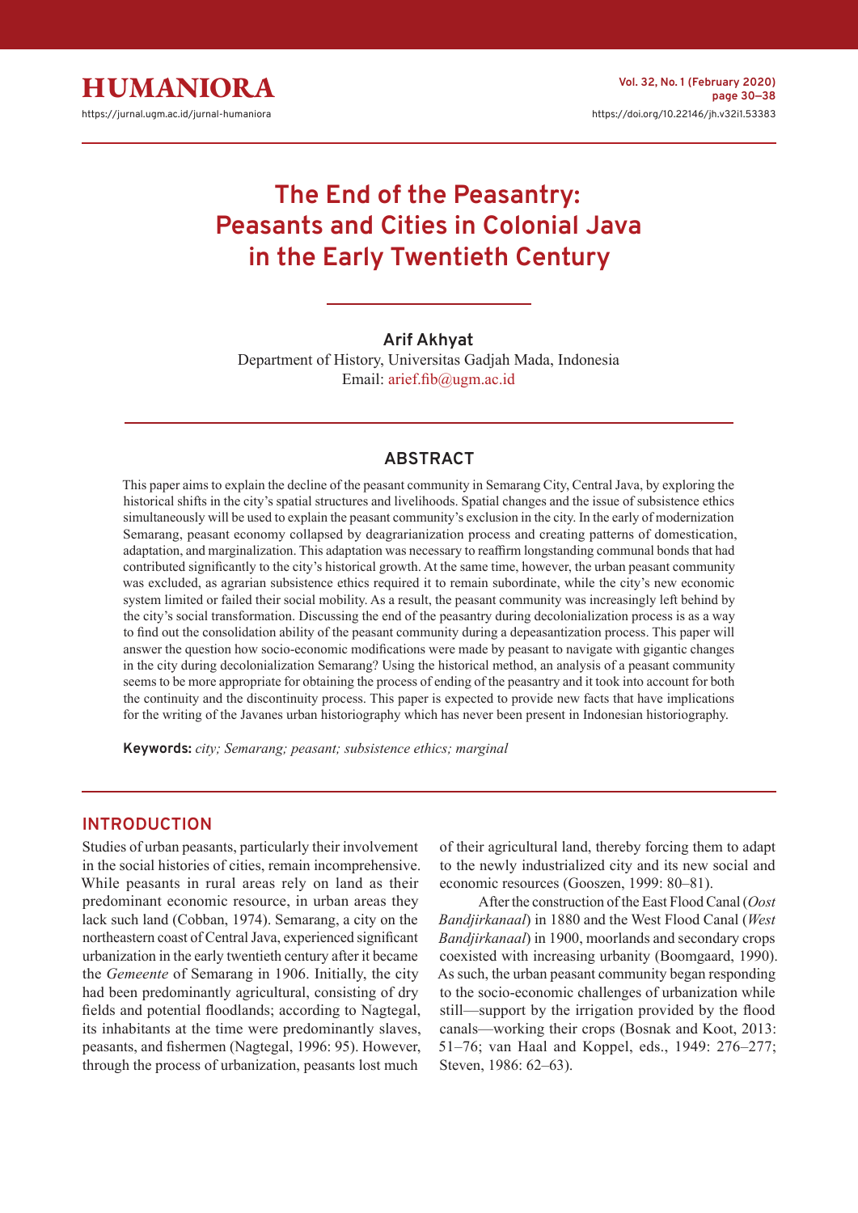# The End of the Peasantry: Peasants and Cities in Colonial Java in the Early Twentieth Century

**Arif Akhyat**

Department of History, Universitas Gadjah Mada, Indonesia

Email: arief.fib@ugm.ac.id

## ABSTRACT

This paper aims to explain the decline of the peasant community in Semarang City, Central Java, by exploring the historical shifts in the city's spatial structures and livelihoods. Spatial changes and the issue of subsistence ethics simultaneously will be used to explain the peasant community's exclusion in the city. In the early of modernization Semarang, peasant economy collapsed by deagrarianization process and creating patterns of domestication, adaptation, and marginalization. This adaptation was necessary to reaffirm longstanding communal bonds that had contributed significantly to the city's historical growth. At the same time, however, the urban peasant community was excluded, as agrarian subsistence ethics required it to remain subordinate, while the city's new economic system limited or failed their social mobility. As a result, the peasant community was increasingly left behind by the city's social transformation. Discussing the end of the peasantry during decolonialization process is as a way to find out the consolidation ability of the peasant community during a depeasantization process. This paper will answer the question how socio-economic modifications were made by peasant to navigate with gigantic changes in the city during decolonialization Semarang? Using the historical method, an analysis of a peasant community seems to be more appropriate for obtaining the process of ending of the peasantry and it took into account for both the continuity and the discontinuity process. This paper is expected to provide new facts that have implications for the writing of the Javanes urban historiography which has never been present in Indonesian historiography.

**Keywords:** *city; Semarang; peasant; subsistence ethics; marginal*

## INTRODUCTION

Studies of urban peasants, particularly their involvement in the social histories of cities, remain incomprehensive. While peasants in rural areas rely on land as their predominant economic resource, in urban areas they lack such land (Cobban, 1974). Semarang, a city on the northeastern coast of Central Java, experienced significant urbanization in the early twentieth century after it became the *Gemeente* of Semarang in 1906. Initially, the city had been predominantly agricultural, consisting of dry fields and potential floodlands; according to Nagtegal, its inhabitants at the time were predominantly slaves, peasants, and fishermen (Nagtegal, 1996: 95). However, through the process of urbanization, peasants lost much of their agricultural land, thereby forcing them to adapt to the newly industrialized city and its new social and economic resources (Gooszen, 1999: 80–81).

After the construction of the East Flood Canal (*Oost Bandjirkanaal*) in 1880 and the West Flood Canal (*West Bandjirkanaal*) in 1900, moorlands and secondary crops coexisted with increasing urbanity (Boomgaard, 1990). As such, the urban peasant community began responding to the socio-economic challenges of urbanization while still—support by the irrigation provided by the flood canals—working their crops (Bosnak and Koot, 2013: 51–76; van Haal and Koppel, eds., 1949: 276–277; Steven, 1986: 62–63).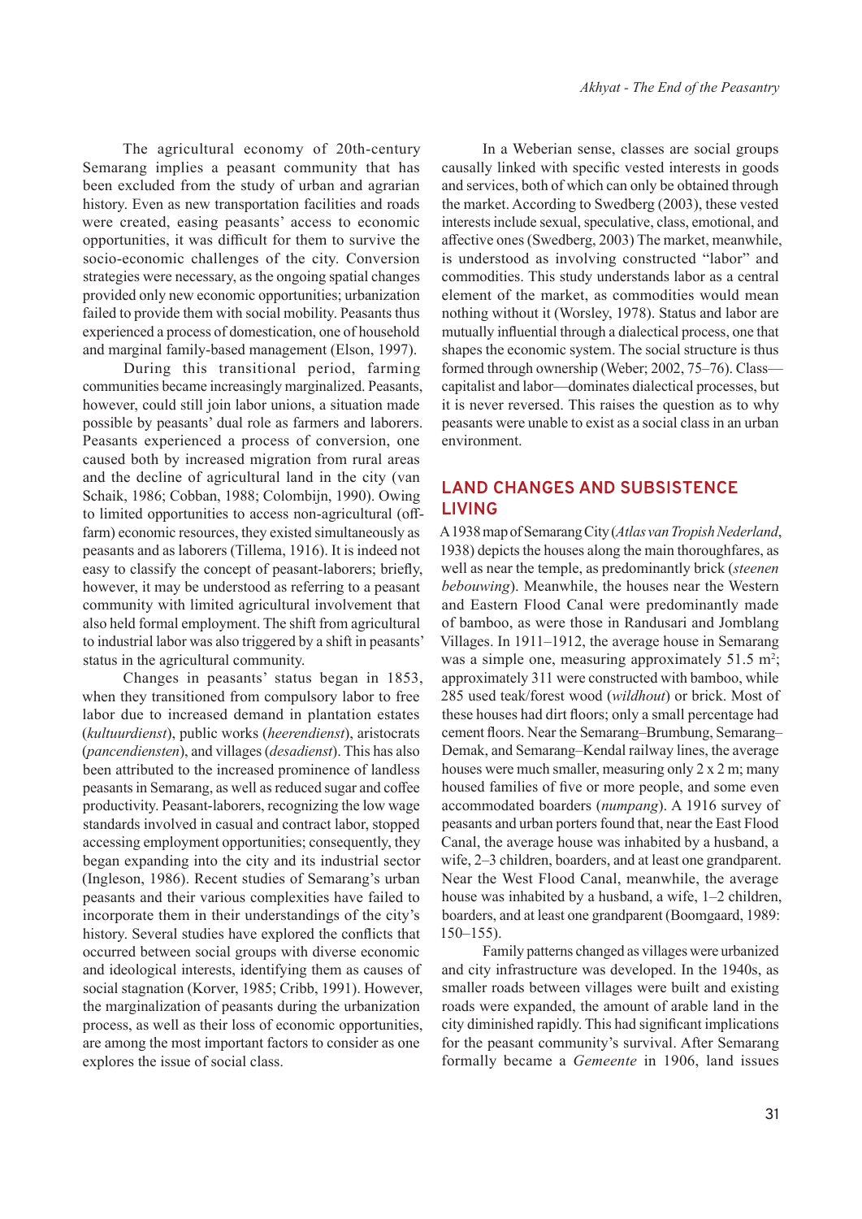The agricultural economy of 20th-century Semarang implies a peasant community that has been excluded from the study of urban and agrarian history. Even as new transportation facilities and roads were created, easing peasants' access to economic opportunities, it was difficult for them to survive the socio-economic challenges of the city. Conversion strategies were necessary, as the ongoing spatial changes provided only new economic opportunities; urbanization failed to provide them with social mobility. Peasants thus experienced a process of domestication, one of household and marginal family-based management (Elson, 1997).

During this transitional period, farming communities became increasingly marginalized. Peasants, however, could still join labor unions, a situation made possible by peasants' dual role as farmers and laborers. Peasants experienced a process of conversion, one caused both by increased migration from rural areas and the decline of agricultural land in the city (van Schaik, 1986; Cobban, 1988; Colombijn, 1990). Owing to limited opportunities to access non-agricultural (off-farm) economic resources, they existed simultaneously as peasants and as laborers (Tillema, 1916). It is indeed not easy to classify the concept of peasant-laborers; briefly, however, it may be understood as referring to a peasant community with limited agricultural involvement that also held formal employment. The shift from agricultural to industrial labor was also triggered by a shift in peasants' status in the agricultural community.

Changes in peasants' status began in 1853, when they transitioned from compulsory labor to free labor due to increased demand in plantation estates (*kultuurdienst*), public works (*heerendienst*), aristocrats (*pancendiensten*), and villages (*desadienst*). This has also been attributed to the increased prominence of landless peasants in Semarang, as well as reduced sugar and coffee productivity. Peasant-laborers, recognizing the low wage standards involved in casual and contract labor, stopped accessing employment opportunities; consequently, they began expanding into the city and its industrial sector (Ingleson, 1986). Recent studies of Semarang's urban peasants and their various complexities have failed to incorporate them in their understandings of the city's history. Several studies have explored the conflicts that occurred between social groups with diverse economic and ideological interests, identifying them as causes of social stagnation (Korver, 1985; Cribb, 1991). However, the marginalization of peasants during the urbanization process, as well as their loss of economic opportunities, are among the most important factors to consider as one explores the issue of social class.

In a Weberian sense, classes are social groups causally linked with specific vested interests in goods and services, both of which can only be obtained through the market. According to Swedberg (2003), these vested interests include sexual, speculative, class, emotional, and affective ones (Swedberg, 2003) The market, meanwhile, is understood as involving constructed "labor" and commodities. This study understands labor as a central element of the market, as commodities would mean nothing without it (Worsley, 1978). Status and labor are mutually influential through a dialectical process, one that shapes the economic system. The social structure is thus formed through ownership (Weber; 2002, 75–76). Class—capitalist and labor—dominates dialectical processes, but it is never reversed. This raises the question as to why peasants were unable to exist as a social class in an urban environment.

## LAND CHANGES AND SUBSISTENCE LIVING

A 1938 map of Semarang City (*Atlas van Tropish Nederland*, 1938) depicts the houses along the main thoroughfares, as well as near the temple, as predominantly brick (*steenen bebouwing*). Meanwhile, the houses near the Western and Eastern Flood Canal were predominantly made of bamboo, as were those in Randusari and Jomblang Villages. In 1911–1912, the average house in Semarang was a simple one, measuring approximately 51.5 m$^2$; approximately 311 were constructed with bamboo, while 285 used teak/forest wood (*wildhout*) or brick. Most of these houses had dirt floors; only a small percentage had cement floors. Near the Semarang–Brumbung, Semarang–Demak, and Semarang–Kendal railway lines, the average houses were much smaller, measuring only 2 x 2 m; many housed families of five or more people, and some even accommodated boarders (*numpang*). A 1916 survey of peasants and urban porters found that, near the East Flood Canal, the average house was inhabited by a husband, a wife, 2–3 children, boarders, and at least one grandparent. Near the West Flood Canal, meanwhile, the average house was inhabited by a husband, a wife, 1–2 children, boarders, and at least one grandparent (Boomgaard, 1989: 150–155).

Family patterns changed as villages were urbanized and city infrastructure was developed. In the 1940s, as smaller roads between villages were built and existing roads were expanded, the amount of arable land in the city diminished rapidly. This had significant implications for the peasant community's survival. After Semarang formally became a *Gemeente* in 1906, land issues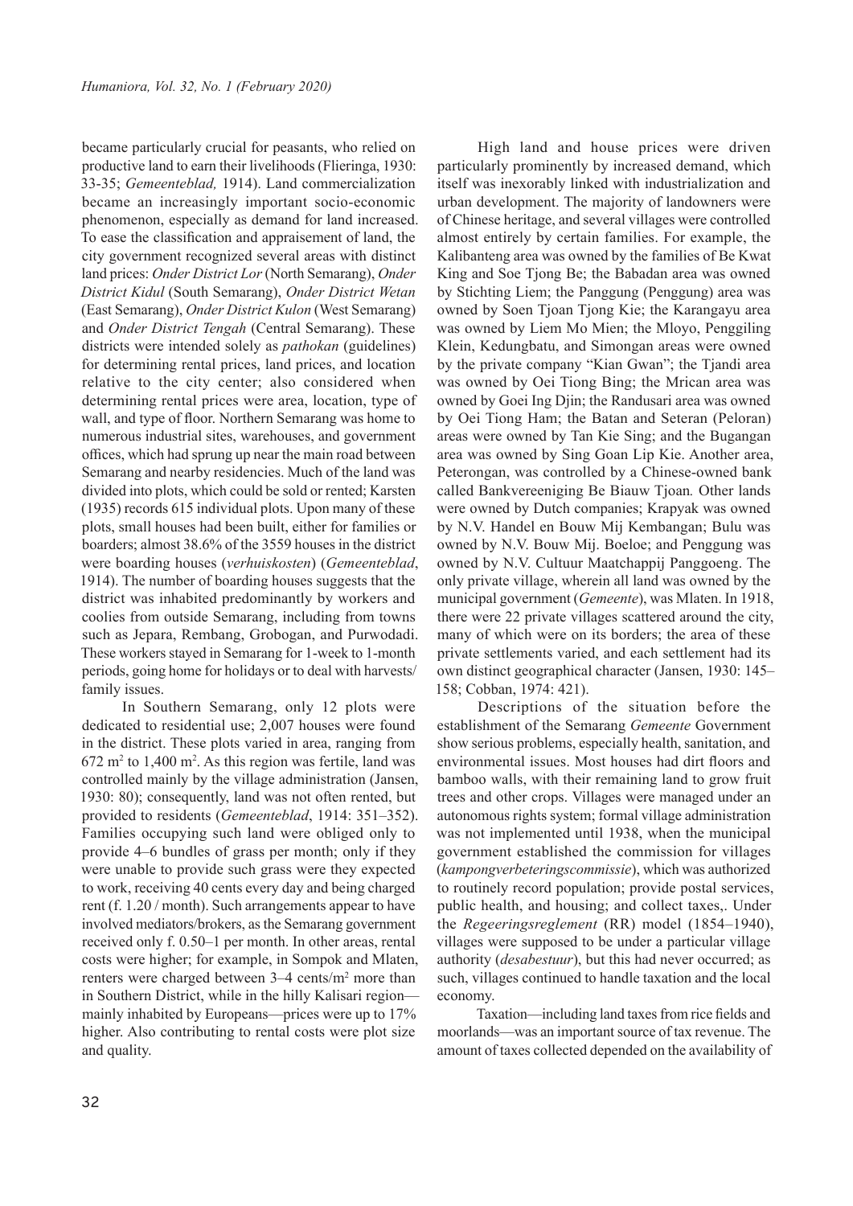became particularly crucial for peasants, who relied on productive land to earn their livelihoods (Flieringa, 1930: 33-35; *Gemeenteblad,* 1914). Land commercialization became an increasingly important socio-economic phenomenon, especially as demand for land increased. To ease the classification and appraisement of land, the city government recognized several areas with distinct land prices: *Onder District Lor* (North Semarang), *Onder District Kidul* (South Semarang), *Onder District Wetan* (East Semarang), *Onder District Kulon* (West Semarang) and *Onder District Tengah* (Central Semarang). These districts were intended solely as *pathokan* (guidelines) for determining rental prices, land prices, and location relative to the city center; also considered when determining rental prices were area, location, type of wall, and type of floor. Northern Semarang was home to numerous industrial sites, warehouses, and government offices, which had sprung up near the main road between Semarang and nearby residencies. Much of the land was divided into plots, which could be sold or rented; Karsten (1935) records 615 individual plots. Upon many of these plots, small houses had been built, either for families or boarders; almost 38.6% of the 3559 houses in the district were boarding houses (*verhuiskosten*) (*Gemeenteblad*, 1914). The number of boarding houses suggests that the district was inhabited predominantly by workers and coolies from outside Semarang, including from towns such as Jepara, Rembang, Grobogan, and Purwodadi. These workers stayed in Semarang for 1-week to 1-month periods, going home for holidays or to deal with harvests/ family issues.

In Southern Semarang, only 12 plots were dedicated to residential use; 2,007 houses were found in the district. These plots varied in area, ranging from 672 m$^2$ to 1,400 m$^2$. As this region was fertile, land was controlled mainly by the village administration (Jansen, 1930: 80); consequently, land was not often rented, but provided to residents (*Gemeenteblad*, 1914: 351–352). Families occupying such land were obliged only to provide 4–6 bundles of grass per month; only if they were unable to provide such grass were they expected to work, receiving 40 cents every day and being charged rent (f. 1.20 / month). Such arrangements appear to have involved mediators/brokers, as the Semarang government received only f. 0.50–1 per month. In other areas, rental costs were higher; for example, in Sompok and Mlaten, renters were charged between 3–4 cents/m$^2$ more than in Southern District, while in the hilly Kalisari region—mainly inhabited by Europeans—prices were up to 17% higher. Also contributing to rental costs were plot size and quality.

High land and house prices were driven particularly prominently by increased demand, which itself was inexorably linked with industrialization and urban development. The majority of landowners were of Chinese heritage, and several villages were controlled almost entirely by certain families. For example, the Kalibanteng area was owned by the families of Be Kwat King and Soe Tjong Be; the Babadan area was owned by Stichting Liem; the Panggung (Penggung) area was owned by Soen Tjoan Tjong Kie; the Karangayu area was owned by Liem Mo Mien; the Mloyo, Penggiling Klein, Kedungbatu, and Simongan areas were owned by the private company "Kian Gwan"; the Tjandi area was owned by Oei Tiong Bing; the Mrican area was owned by Goei Ing Djin; the Randusari area was owned by Oei Tiong Ham; the Batan and Seteran (Peloran) areas were owned by Tan Kie Sing; and the Bugangan area was owned by Sing Goan Lip Kie. Another area, Peterongan, was controlled by a Chinese-owned bank called Bankvereeniging Be Biauw Tjoan*.* Other lands were owned by Dutch companies; Krapyak was owned by N.V. Handel en Bouw Mij Kembangan; Bulu was owned by N.V. Bouw Mij. Boeloe; and Penggung was owned by N.V. Cultuur Maatchappij Panggoeng. The only private village, wherein all land was owned by the municipal government (*Gemeente*), was Mlaten. In 1918, there were 22 private villages scattered around the city, many of which were on its borders; the area of these private settlements varied, and each settlement had its own distinct geographical character (Jansen, 1930: 145–158; Cobban, 1974: 421).

Descriptions of the situation before the establishment of the Semarang *Gemeente* Government show serious problems, especially health, sanitation, and environmental issues. Most houses had dirt floors and bamboo walls, with their remaining land to grow fruit trees and other crops. Villages were managed under an autonomous rights system; formal village administration was not implemented until 1938, when the municipal government established the commission for villages (*kampongverbeteringscommissie*), which was authorized to routinely record population; provide postal services, public health, and housing; and collect taxes,. Under the *Regeeringsreglement* (RR) model (1854–1940), villages were supposed to be under a particular village authority (*desabestuur*), but this had never occurred; as such, villages continued to handle taxation and the local economy.

Taxation—including land taxes from rice fields and moorlands—was an important source of tax revenue. The amount of taxes collected depended on the availability of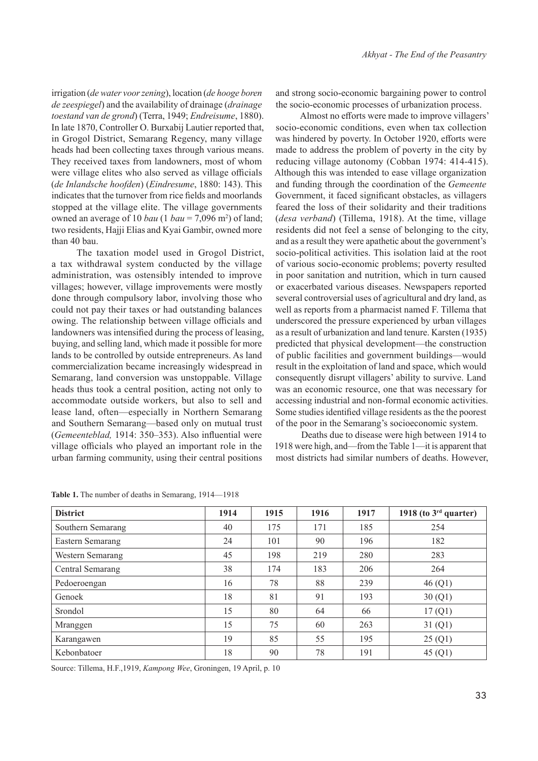irrigation (*de water voor zening*), location (*de hooge boren de zeespiegel*) and the availability of drainage (*drainage toestand van de grond*) (Terra, 1949; *Endreisume*, 1880). In late 1870, Controller O. Burxabij Lautier reported that, in Grogol District, Semarang Regency, many village heads had been collecting taxes through various means. They received taxes from landowners, most of whom were village elites who also served as village officials (*de Inlandsche hoofden*) (*Eindresume*, 1880: 143). This indicates that the turnover from rice fields and moorlands stopped at the village elite. The village governments owned an average of 10 *bau* (1 *bau* = 7,096 m$^2$) of land; two residents, Hajji Elias and Kyai Gambir, owned more than 40 bau.

The taxation model used in Grogol District, a tax withdrawal system conducted by the village administration, was ostensibly intended to improve villages; however, village improvements were mostly done through compulsory labor, involving those who could not pay their taxes or had outstanding balances owing. The relationship between village officials and landowners was intensified during the process of leasing, buying, and selling land, which made it possible for more lands to be controlled by outside entrepreneurs. As land commercialization became increasingly widespread in Semarang, land conversion was unstoppable. Village heads thus took a central position, acting not only to accommodate outside workers, but also to sell and lease land, often—especially in Northern Semarang and Southern Semarang—based only on mutual trust (*Gemeenteblad,* 1914: 350–353). Also influential were village officials who played an important role in the urban farming community, using their central positions and strong socio-economic bargaining power to control the socio-economic processes of urbanization process.

Almost no efforts were made to improve villagers' socio-economic conditions, even when tax collection was hindered by poverty. In October 1920, efforts were made to address the problem of poverty in the city by reducing village autonomy (Cobban 1974: 414-415). Although this was intended to ease village organization and funding through the coordination of the *Gemeente* Government, it faced significant obstacles, as villagers feared the loss of their solidarity and their traditions (*desa verband*) (Tillema, 1918). At the time, village residents did not feel a sense of belonging to the city, and as a result they were apathetic about the government's socio-political activities. This isolation laid at the root of various socio-economic problems; poverty resulted in poor sanitation and nutrition, which in turn caused or exacerbated various diseases. Newspapers reported several controversial uses of agricultural and dry land, as well as reports from a pharmacist named F. Tillema that underscored the pressure experienced by urban villages as a result of urbanization and land tenure. Karsten (1935) predicted that physical development—the construction of public facilities and government buildings—would result in the exploitation of land and space, which would consequently disrupt villagers' ability to survive. Land was an economic resource, one that was necessary for accessing industrial and non-formal economic activities. Some studies identified village residents as the the poorest of the poor in the Semarang's socioeconomic system.

Deaths due to disease were high between 1914 to 1918 were high, and—from the Table 1—it is apparent that most districts had similar numbers of deaths. However,

**Table 1.** The number of deaths in Semarang, 1914—1918

| District | 1914 | 1915 | 1916 | 1917 | 1918 (to 3rd quarter) |
|---|---|---|---|---|---|
| Southern Semarang | 40 | 175 | 171 | 185 | 254 |
| Eastern Semarang | 24 | 101 | 90 | 196 | 182 |
| Western Semarang | 45 | 198 | 219 | 280 | 283 |
| Central Semarang | 38 | 174 | 183 | 206 | 264 |
| Pedoeroengan | 16 | 78 | 88 | 239 | 46 (Q1) |
| Genoek | 18 | 81 | 91 | 193 | 30 (Q1) |
| Srondol | 15 | 80 | 64 | 66 | 17 (Q1) |
| Mranggen | 15 | 75 | 60 | 263 | 31 (Q1) |
| Karangawen | 19 | 85 | 55 | 195 | 25 (Q1) |
| Kebonbatoer | 18 | 90 | 78 | 191 | 45 (Q1) |

Source: Tillema, H.F.,1919, *Kampong Wee*, Groningen, 19 April, p. 10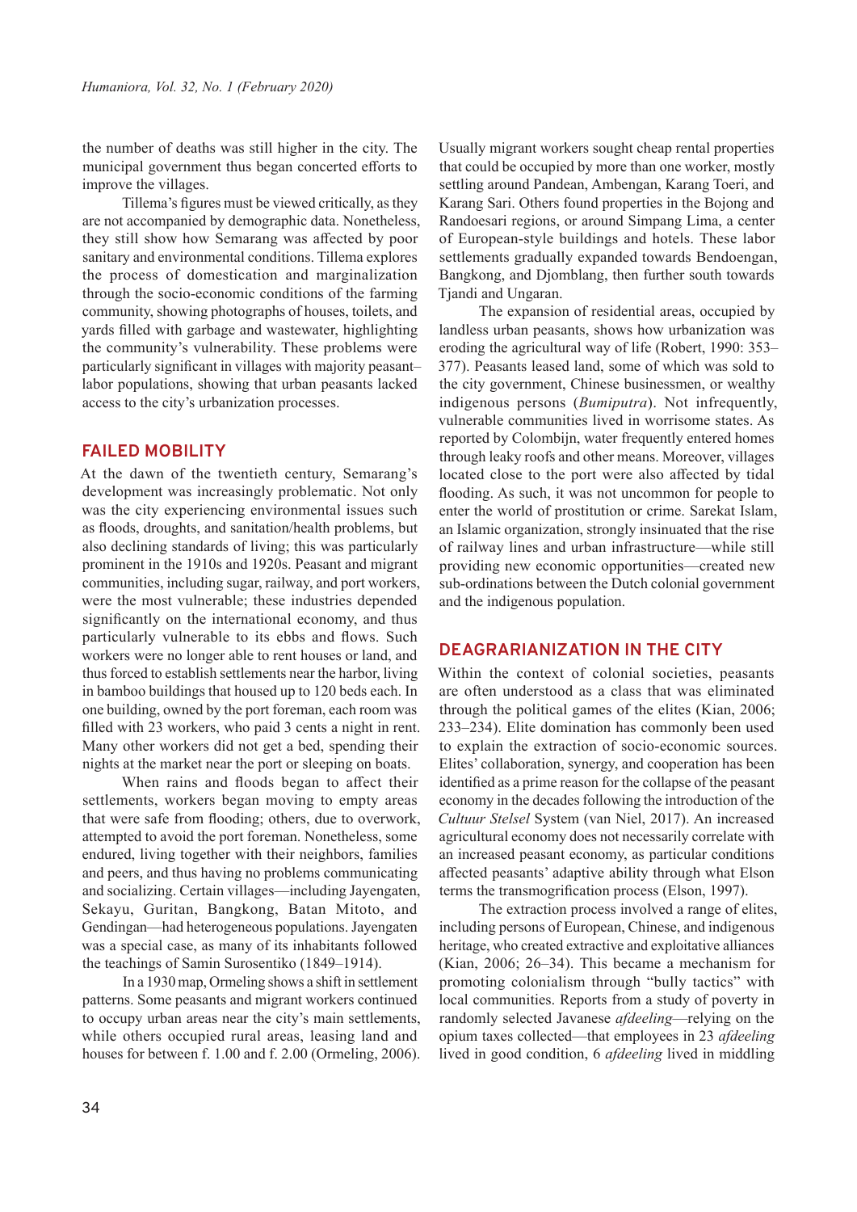the number of deaths was still higher in the city. The municipal government thus began concerted efforts to improve the villages.

Tillema's figures must be viewed critically, as they are not accompanied by demographic data. Nonetheless, they still show how Semarang was affected by poor sanitary and environmental conditions. Tillema explores the process of domestication and marginalization through the socio-economic conditions of the farming community, showing photographs of houses, toilets, and yards filled with garbage and wastewater, highlighting the community's vulnerability. These problems were particularly significant in villages with majority peasant–labor populations, showing that urban peasants lacked access to the city's urbanization processes.

## FAILED MOBILITY

At the dawn of the twentieth century, Semarang's development was increasingly problematic. Not only was the city experiencing environmental issues such as floods, droughts, and sanitation/health problems, but also declining standards of living; this was particularly prominent in the 1910s and 1920s. Peasant and migrant communities, including sugar, railway, and port workers, were the most vulnerable; these industries depended significantly on the international economy, and thus particularly vulnerable to its ebbs and flows. Such workers were no longer able to rent houses or land, and thus forced to establish settlements near the harbor, living in bamboo buildings that housed up to 120 beds each. In one building, owned by the port foreman, each room was filled with 23 workers, who paid 3 cents a night in rent. Many other workers did not get a bed, spending their nights at the market near the port or sleeping on boats.

When rains and floods began to affect their settlements, workers began moving to empty areas that were safe from flooding; others, due to overwork, attempted to avoid the port foreman. Nonetheless, some endured, living together with their neighbors, families and peers, and thus having no problems communicating and socializing. Certain villages—including Jayengaten, Sekayu, Guritan, Bangkong, Batan Mitoto, and Gendingan—had heterogeneous populations. Jayengaten was a special case, as many of its inhabitants followed the teachings of Samin Surosentiko (1849–1914).

In a 1930 map, Ormeling shows a shift in settlement patterns. Some peasants and migrant workers continued to occupy urban areas near the city's main settlements, while others occupied rural areas, leasing land and houses for between f. 1.00 and f. 2.00 (Ormeling, 2006). Usually migrant workers sought cheap rental properties that could be occupied by more than one worker, mostly settling around Pandean, Ambengan, Karang Toeri, and Karang Sari. Others found properties in the Bojong and Randoesari regions, or around Simpang Lima, a center of European-style buildings and hotels. These labor settlements gradually expanded towards Bendoengan, Bangkong, and Djomblang, then further south towards Tjandi and Ungaran.

The expansion of residential areas, occupied by landless urban peasants, shows how urbanization was eroding the agricultural way of life (Robert, 1990: 353–377). Peasants leased land, some of which was sold to the city government, Chinese businessmen, or wealthy indigenous persons (*Bumiputra*). Not infrequently, vulnerable communities lived in worrisome states. As reported by Colombijn, water frequently entered homes through leaky roofs and other means. Moreover, villages located close to the port were also affected by tidal flooding. As such, it was not uncommon for people to enter the world of prostitution or crime. Sarekat Islam, an Islamic organization, strongly insinuated that the rise of railway lines and urban infrastructure—while still providing new economic opportunities—created new sub-ordinations between the Dutch colonial government and the indigenous population.

## DEAGRARIANIZATION IN THE CITY

Within the context of colonial societies, peasants are often understood as a class that was eliminated through the political games of the elites (Kian, 2006; 233–234). Elite domination has commonly been used to explain the extraction of socio-economic sources. Elites' collaboration, synergy, and cooperation has been identified as a prime reason for the collapse of the peasant economy in the decades following the introduction of the *Cultuur Stelsel* System (van Niel, 2017). An increased agricultural economy does not necessarily correlate with an increased peasant economy, as particular conditions affected peasants' adaptive ability through what Elson terms the transmogrification process (Elson, 1997).

The extraction process involved a range of elites, including persons of European, Chinese, and indigenous heritage, who created extractive and exploitative alliances (Kian, 2006; 26–34). This became a mechanism for promoting colonialism through "bully tactics" with local communities. Reports from a study of poverty in randomly selected Javanese *afdeeling*—relying on the opium taxes collected—that employees in 23 *afdeeling* lived in good condition, 6 *afdeeling* lived in middling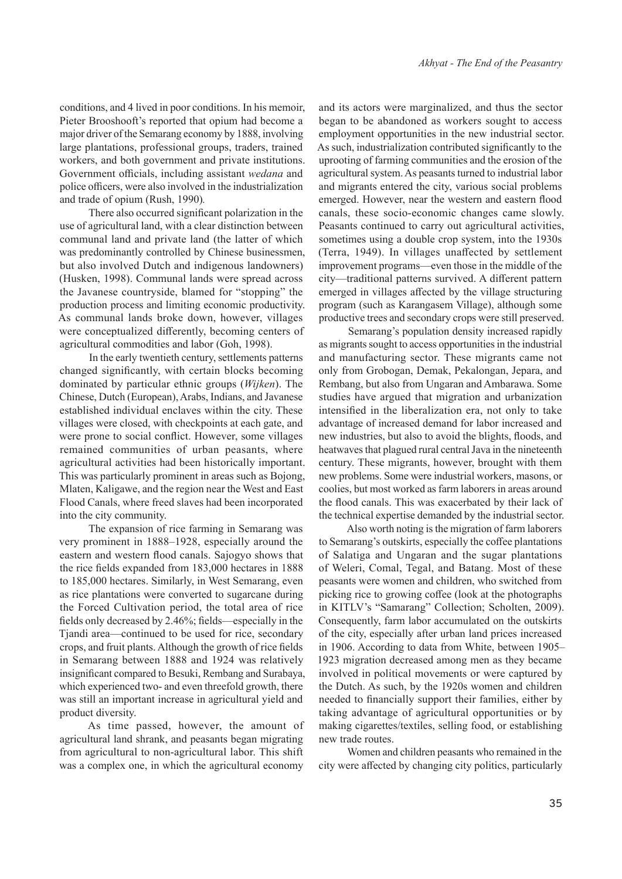conditions, and 4 lived in poor conditions. In his memoir, Pieter Brooshooft's reported that opium had become a major driver of the Semarang economy by 1888, involving large plantations, professional groups, traders, trained workers, and both government and private institutions. Government officials, including assistant *wedana* and police officers, were also involved in the industrialization and trade of opium (Rush, 1990).

There also occurred significant polarization in the use of agricultural land, with a clear distinction between communal land and private land (the latter of which was predominantly controlled by Chinese businessmen, but also involved Dutch and indigenous landowners) (Husken, 1998). Communal lands were spread across the Javanese countryside, blamed for "stopping" the production process and limiting economic productivity. As communal lands broke down, however, villages were conceptualized differently, becoming centers of agricultural commodities and labor (Goh, 1998).

In the early twentieth century, settlements patterns changed significantly, with certain blocks becoming dominated by particular ethnic groups (*Wijken*). The Chinese, Dutch (European), Arabs, Indians, and Javanese established individual enclaves within the city. These villages were closed, with checkpoints at each gate, and were prone to social conflict. However, some villages remained communities of urban peasants, where agricultural activities had been historically important. This was particularly prominent in areas such as Bojong, Mlaten, Kaligawe, and the region near the West and East Flood Canals, where freed slaves had been incorporated into the city community.

The expansion of rice farming in Semarang was very prominent in 1888–1928, especially around the eastern and western flood canals. Sajogyo shows that the rice fields expanded from 183,000 hectares in 1888 to 185,000 hectares. Similarly, in West Semarang, even as rice plantations were converted to sugarcane during the Forced Cultivation period, the total area of rice fields only decreased by 2.46%; fields—especially in the Tjandi area—continued to be used for rice, secondary crops, and fruit plants. Although the growth of rice fields in Semarang between 1888 and 1924 was relatively insignificant compared to Besuki, Rembang and Surabaya, which experienced two- and even threefold growth, there was still an important increase in agricultural yield and product diversity.

As time passed, however, the amount of agricultural land shrank, and peasants began migrating from agricultural to non-agricultural labor. This shift was a complex one, in which the agricultural economy and its actors were marginalized, and thus the sector began to be abandoned as workers sought to access employment opportunities in the new industrial sector. As such, industrialization contributed significantly to the uprooting of farming communities and the erosion of the agricultural system. As peasants turned to industrial labor and migrants entered the city, various social problems emerged. However, near the western and eastern flood canals, these socio-economic changes came slowly. Peasants continued to carry out agricultural activities, sometimes using a double crop system, into the 1930s (Terra, 1949). In villages unaffected by settlement improvement programs—even those in the middle of the city—traditional patterns survived. A different pattern emerged in villages affected by the village structuring program (such as Karangasem Village), although some productive trees and secondary crops were still preserved.

Semarang's population density increased rapidly as migrants sought to access opportunities in the industrial and manufacturing sector. These migrants came not only from Grobogan, Demak, Pekalongan, Jepara, and Rembang, but also from Ungaran and Ambarawa. Some studies have argued that migration and urbanization intensified in the liberalization era, not only to take advantage of increased demand for labor increased and new industries, but also to avoid the blights, floods, and heatwaves that plagued rural central Java in the nineteenth century. These migrants, however, brought with them new problems. Some were industrial workers, masons, or coolies, but most worked as farm laborers in areas around the flood canals. This was exacerbated by their lack of the technical expertise demanded by the industrial sector.

Also worth noting is the migration of farm laborers to Semarang's outskirts, especially the coffee plantations of Salatiga and Ungaran and the sugar plantations of Weleri, Comal, Tegal, and Batang. Most of these peasants were women and children, who switched from picking rice to growing coffee (look at the photographs in KITLV's "Samarang" Collection; Scholten, 2009). Consequently, farm labor accumulated on the outskirts of the city, especially after urban land prices increased in 1906. According to data from White, between 1905–1923 migration decreased among men as they became involved in political movements or were captured by the Dutch. As such, by the 1920s women and children needed to financially support their families, either by taking advantage of agricultural opportunities or by making cigarettes/textiles, selling food, or establishing new trade routes.

Women and children peasants who remained in the city were affected by changing city politics, particularly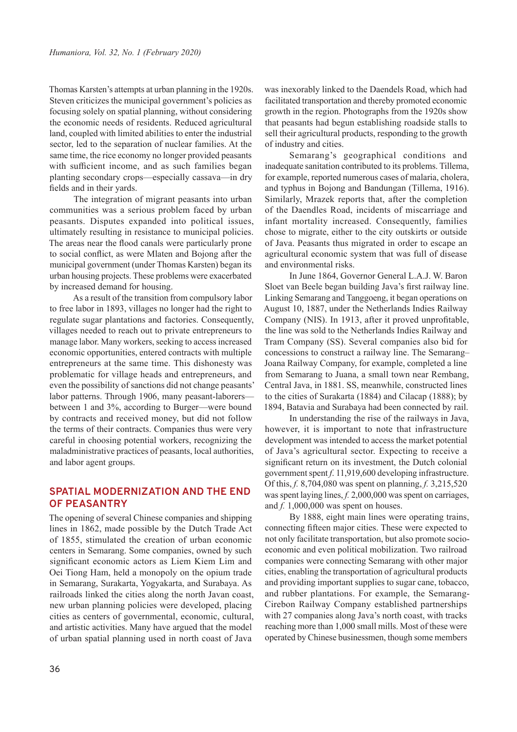Thomas Karsten's attempts at urban planning in the 1920s. Steven criticizes the municipal government's policies as focusing solely on spatial planning, without considering the economic needs of residents. Reduced agricultural land, coupled with limited abilities to enter the industrial sector, led to the separation of nuclear families. At the same time, the rice economy no longer provided peasants with sufficient income, and as such families began planting secondary crops—especially cassava—in dry fields and in their yards.

The integration of migrant peasants into urban communities was a serious problem faced by urban peasants. Disputes expanded into political issues, ultimately resulting in resistance to municipal policies. The areas near the flood canals were particularly prone to social conflict, as were Mlaten and Bojong after the municipal government (under Thomas Karsten) began its urban housing projects. These problems were exacerbated by increased demand for housing.

As a result of the transition from compulsory labor to free labor in 1893, villages no longer had the right to regulate sugar plantations and factories. Consequently, villages needed to reach out to private entrepreneurs to manage labor. Many workers, seeking to access increased economic opportunities, entered contracts with multiple entrepreneurs at the same time. This dishonesty was problematic for village heads and entrepreneurs, and even the possibility of sanctions did not change peasants' labor patterns. Through 1906, many peasant-laborers—between 1 and 3%, according to Burger—were bound by contracts and received money, but did not follow the terms of their contracts. Companies thus were very careful in choosing potential workers, recognizing the maladministrative practices of peasants, local authorities, and labor agent groups.

## SPATIAL MODERNIZATION AND THE END OF PEASANTRY

The opening of several Chinese companies and shipping lines in 1862, made possible by the Dutch Trade Act of 1855, stimulated the creation of urban economic centers in Semarang. Some companies, owned by such significant economic actors as Liem Kiem Lim and Oei Tiong Ham, held a monopoly on the opium trade in Semarang, Surakarta, Yogyakarta, and Surabaya. As railroads linked the cities along the north Javan coast, new urban planning policies were developed, placing cities as centers of governmental, economic, cultural, and artistic activities. Many have argued that the model of urban spatial planning used in north coast of Java was inexorably linked to the Daendels Road, which had facilitated transportation and thereby promoted economic growth in the region. Photographs from the 1920s show that peasants had begun establishing roadside stalls to sell their agricultural products, responding to the growth of industry and cities.

Semarang's geographical conditions and inadequate sanitation contributed to its problems. Tillema, for example, reported numerous cases of malaria, cholera, and typhus in Bojong and Bandungan (Tillema, 1916). Similarly, Mrazek reports that, after the completion of the Daendles Road, incidents of miscarriage and infant mortality increased. Consequently, families chose to migrate, either to the city outskirts or outside of Java. Peasants thus migrated in order to escape an agricultural economic system that was full of disease and environmental risks.

In June 1864, Governor General L.A.J. W. Baron Sloet van Beele began building Java's first railway line. Linking Semarang and Tanggoeng, it began operations on August 10, 1887, under the Netherlands Indies Railway Company (NIS). In 1913, after it proved unprofitable, the line was sold to the Netherlands Indies Railway and Tram Company (SS). Several companies also bid for concessions to construct a railway line. The Semarang–Joana Railway Company, for example, completed a line from Semarang to Juana, a small town near Rembang, Central Java, in 1881. SS, meanwhile, constructed lines to the cities of Surakarta (1884) and Cilacap (1888); by 1894, Batavia and Surabaya had been connected by rail.

In understanding the rise of the railways in Java, however, it is important to note that infrastructure development was intended to access the market potential of Java's agricultural sector. Expecting to receive a significant return on its investment, the Dutch colonial government spent *f.* 11,919,600 developing infrastructure. Of this, *f.* 8,704,080 was spent on planning, *f.* 3,215,520 was spent laying lines, *f.* 2,000,000 was spent on carriages, and *f.* 1,000,000 was spent on houses.

By 1888, eight main lines were operating trains, connecting fifteen major cities. These were expected to not only facilitate transportation, but also promote socio-economic and even political mobilization. Two railroad companies were connecting Semarang with other major cities, enabling the transportation of agricultural products and providing important supplies to sugar cane, tobacco, and rubber plantations. For example, the Semarang-Cirebon Railway Company established partnerships with 27 companies along Java's north coast, with tracks reaching more than 1,000 small mills. Most of these were operated by Chinese businessmen, though some members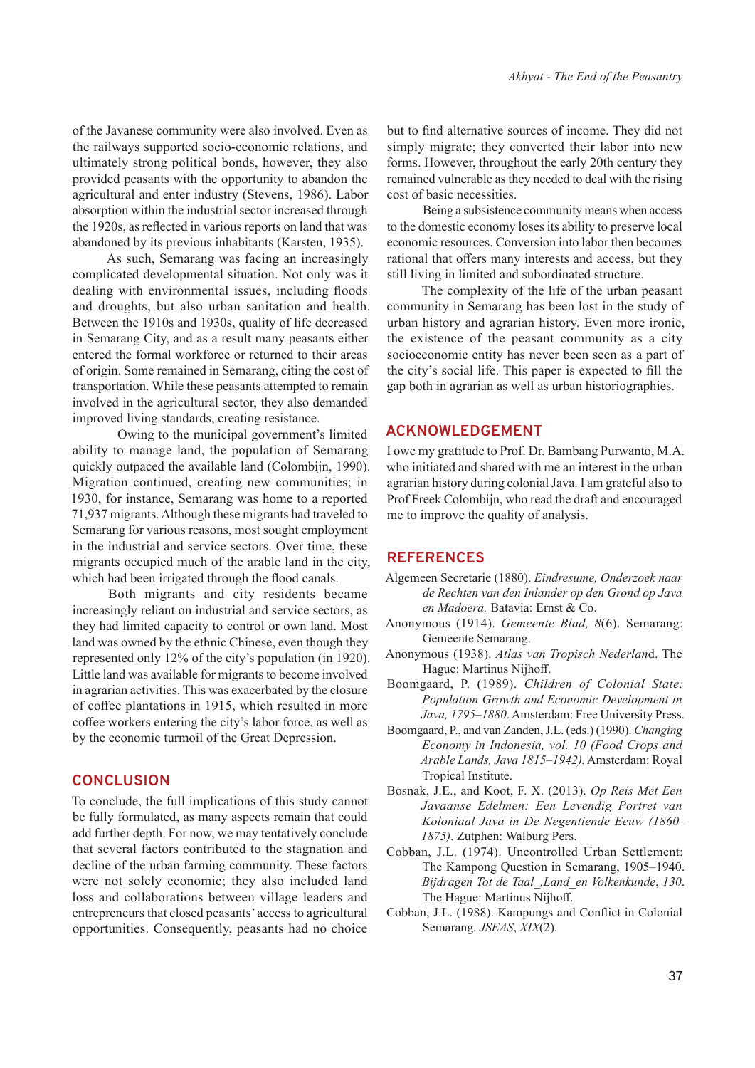of the Javanese community were also involved. Even as the railways supported socio-economic relations, and ultimately strong political bonds, however, they also provided peasants with the opportunity to abandon the agricultural and enter industry (Stevens, 1986). Labor absorption within the industrial sector increased through the 1920s, as reflected in various reports on land that was abandoned by its previous inhabitants (Karsten, 1935).

As such, Semarang was facing an increasingly complicated developmental situation. Not only was it dealing with environmental issues, including floods and droughts, but also urban sanitation and health. Between the 1910s and 1930s, quality of life decreased in Semarang City, and as a result many peasants either entered the formal workforce or returned to their areas of origin. Some remained in Semarang, citing the cost of transportation. While these peasants attempted to remain involved in the agricultural sector, they also demanded improved living standards, creating resistance.

Owing to the municipal government's limited ability to manage land, the population of Semarang quickly outpaced the available land (Colombijn, 1990). Migration continued, creating new communities; in 1930, for instance, Semarang was home to a reported 71,937 migrants. Although these migrants had traveled to Semarang for various reasons, most sought employment in the industrial and service sectors. Over time, these migrants occupied much of the arable land in the city, which had been irrigated through the flood canals.

Both migrants and city residents became increasingly reliant on industrial and service sectors, as they had limited capacity to control or own land. Most land was owned by the ethnic Chinese, even though they represented only 12% of the city's population (in 1920). Little land was available for migrants to become involved in agrarian activities. This was exacerbated by the closure of coffee plantations in 1915, which resulted in more coffee workers entering the city's labor force, as well as by the economic turmoil of the Great Depression.

## CONCLUSION

To conclude, the full implications of this study cannot be fully formulated, as many aspects remain that could add further depth. For now, we may tentatively conclude that several factors contributed to the stagnation and decline of the urban farming community. These factors were not solely economic; they also included land loss and collaborations between village leaders and entrepreneurs that closed peasants' access to agricultural opportunities. Consequently, peasants had no choice but to find alternative sources of income. They did not simply migrate; they converted their labor into new forms. However, throughout the early 20th century they remained vulnerable as they needed to deal with the rising cost of basic necessities.

Being a subsistence community means when access to the domestic economy loses its ability to preserve local economic resources. Conversion into labor then becomes rational that offers many interests and access, but they still living in limited and subordinated structure.

The complexity of the life of the urban peasant community in Semarang has been lost in the study of urban history and agrarian history. Even more ironic, the existence of the peasant community as a city socioeconomic entity has never been seen as a part of the city's social life. This paper is expected to fill the gap both in agrarian as well as urban historiographies.

## ACKNOWLEDGEMENT

I owe my gratitude to Prof. Dr. Bambang Purwanto, M.A. who initiated and shared with me an interest in the urban agrarian history during colonial Java. I am grateful also to Prof Freek Colombijn, who read the draft and encouraged me to improve the quality of analysis.

## REFERENCES

Algemeen Secretarie (1880). *Eindresume, Onderzoek naar de Rechten van den Inlander op den Grond op Java en Madoera.* Batavia: Ernst & Co.

Anonymous (1914). *Gemeente Blad, 8*(6). Semarang: Gemeente Semarang.

Anonymous (1938). *Atlas van Tropisch Nederlan*d. The Hague: Martinus Nijhoff.

Boomgaard, P. (1989). *Children of Colonial State: Population Growth and Economic Development in Java, 1795–1880*. Amsterdam: Free University Press.

Boomgaard, P., and van Zanden, J.L. (eds.) (1990). *Changing Economy in Indonesia, vol. 10 (Food Crops and Arable Lands, Java 1815–1942).* Amsterdam: Royal Tropical Institute.

Bosnak, J.E., and Koot, F. X. (2013). *Op Reis Met Een Javaanse Edelmen: Een Levendig Portret van Koloniaal Java in De Negentiende Eeuw (1860–1875)*. Zutphen: Walburg Pers.

Cobban, J.L. (1974). Uncontrolled Urban Settlement: The Kampong Question in Semarang, 1905–1940. *Bijdragen Tot de Taal_,Land_en Volkenkunde*, *130*. The Hague: Martinus Nijhoff.

Cobban, J.L. (1988). Kampungs and Conflict in Colonial Semarang. *JSEAS*, *XIX*(2).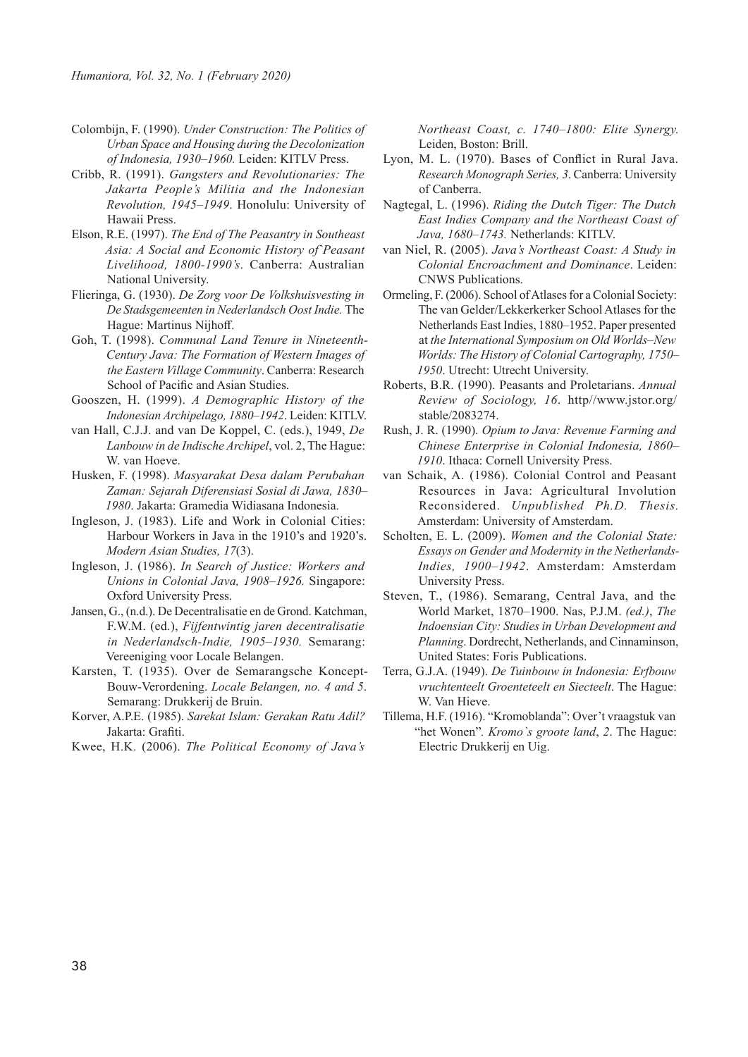Colombijn, F. (1990). *Under Construction: The Politics of Urban Space and Housing during the Decolonization of Indonesia, 1930–1960.* Leiden: KITLV Press.

Cribb, R. (1991). *Gangsters and Revolutionaries: The Jakarta People's Militia and the Indonesian Revolution, 1945–1949*. Honolulu: University of Hawaii Press.

Elson, R.E. (1997). *The End of The Peasantry in Southeast Asia: A Social and Economic History of Peasant Livelihood, 1800-1990's*. Canberra: Australian National University.

Flieringa, G. (1930). *De Zorg voor De Volkshuisvesting in De Stadsgemeenten in Nederlandsch Oost Indie.* The Hague: Martinus Nijhoff.

Goh, T. (1998). *Communal Land Tenure in Nineteenth-Century Java: The Formation of Western Images of the Eastern Village Community*. Canberra: Research School of Pacific and Asian Studies.

Gooszen, H. (1999). *A Demographic History of the Indonesian Archipelago, 1880–1942*. Leiden: KITLV.

van Hall, C.J.J. and van De Koppel, C. (eds.), 1949, *De Lanbouw in de Indische Archipel*, vol. 2, The Hague: W. van Hoeve.

Husken, F. (1998). *Masyarakat Desa dalam Perubahan Zaman: Sejarah Diferensiasi Sosial di Jawa, 1830–1980*. Jakarta: Gramedia Widiasana Indonesia.

Ingleson, J. (1983). Life and Work in Colonial Cities: Harbour Workers in Java in the 1910's and 1920's. *Modern Asian Studies, 17*(3).

Ingleson, J. (1986). *In Search of Justice: Workers and Unions in Colonial Java, 1908–1926.* Singapore: Oxford University Press.

Jansen, G., (n.d.). De Decentralisatie en de Grond. Katchman, F.W.M. (ed.), *Fijfentwintig jaren decentralisatie in Nederlandsch-Indie, 1905–1930.* Semarang: Vereeniging voor Locale Belangen.

Karsten, T. (1935). Over de Semarangsche Koncept-Bouw-Verordening. *Locale Belangen, no. 4 and 5*. Semarang: Drukkerij de Bruin.

Korver, A.P.E. (1985). *Sarekat Islam: Gerakan Ratu Adil?* Jakarta: Grafiti.

Kwee, H.K. (2006). *The Political Economy of Java's Northeast Coast, c. 1740–1800: Elite Synergy.* Leiden, Boston: Brill.

Lyon, M. L. (1970). Bases of Conflict in Rural Java. *Research Monograph Series, 3*. Canberra: University of Canberra.

Nagtegal, L. (1996). *Riding the Dutch Tiger: The Dutch East Indies Company and the Northeast Coast of Java, 1680–1743.* Netherlands: KITLV.

van Niel, R. (2005). *Java's Northeast Coast: A Study in Colonial Encroachment and Dominance*. Leiden: CNWS Publications.

Ormeling, F. (2006). School of Atlases for a Colonial Society: The van Gelder/Lekkerkerker School Atlases for the Netherlands East Indies, 1880–1952. Paper presented at *the International Symposium on Old Worlds–New Worlds: The History of Colonial Cartography, 1750–1950*. Utrecht: Utrecht University.

Roberts, B.R. (1990). Peasants and Proletarians. *Annual Review of Sociology, 16*. http//www.jstor.org/stable/2083274.

Rush, J. R. (1990). *Opium to Java: Revenue Farming and Chinese Enterprise in Colonial Indonesia, 1860–1910*. Ithaca: Cornell University Press.

van Schaik, A. (1986). Colonial Control and Peasant Resources in Java: Agricultural Involution Reconsidered. *Unpublished Ph.D. Thesis.* Amsterdam: University of Amsterdam.

Scholten, E. L. (2009). *Women and the Colonial State: Essays on Gender and Modernity in the Netherlands-Indies, 1900–1942*. Amsterdam: Amsterdam University Press.

Steven, T., (1986). Semarang, Central Java, and the World Market, 1870–1900. Nas, P.J.M. *(ed.)*, *The Indoensian City: Studies in Urban Development and Planning*. Dordrecht, Netherlands, and Cinnaminson, United States: Foris Publications.

Terra, G.J.A. (1949). *De Tuinbouw in Indonesia: Erfbouw vruchtenteelt Groenteteelt en Siecteelt*. The Hague: W. Van Hieve.

Tillema, H.F. (1916). "Kromoblanda": Over't vraagstuk van "het Wonen". *Kromo`s groote land*, *2*. The Hague: Electric Drukkerij en Uig.